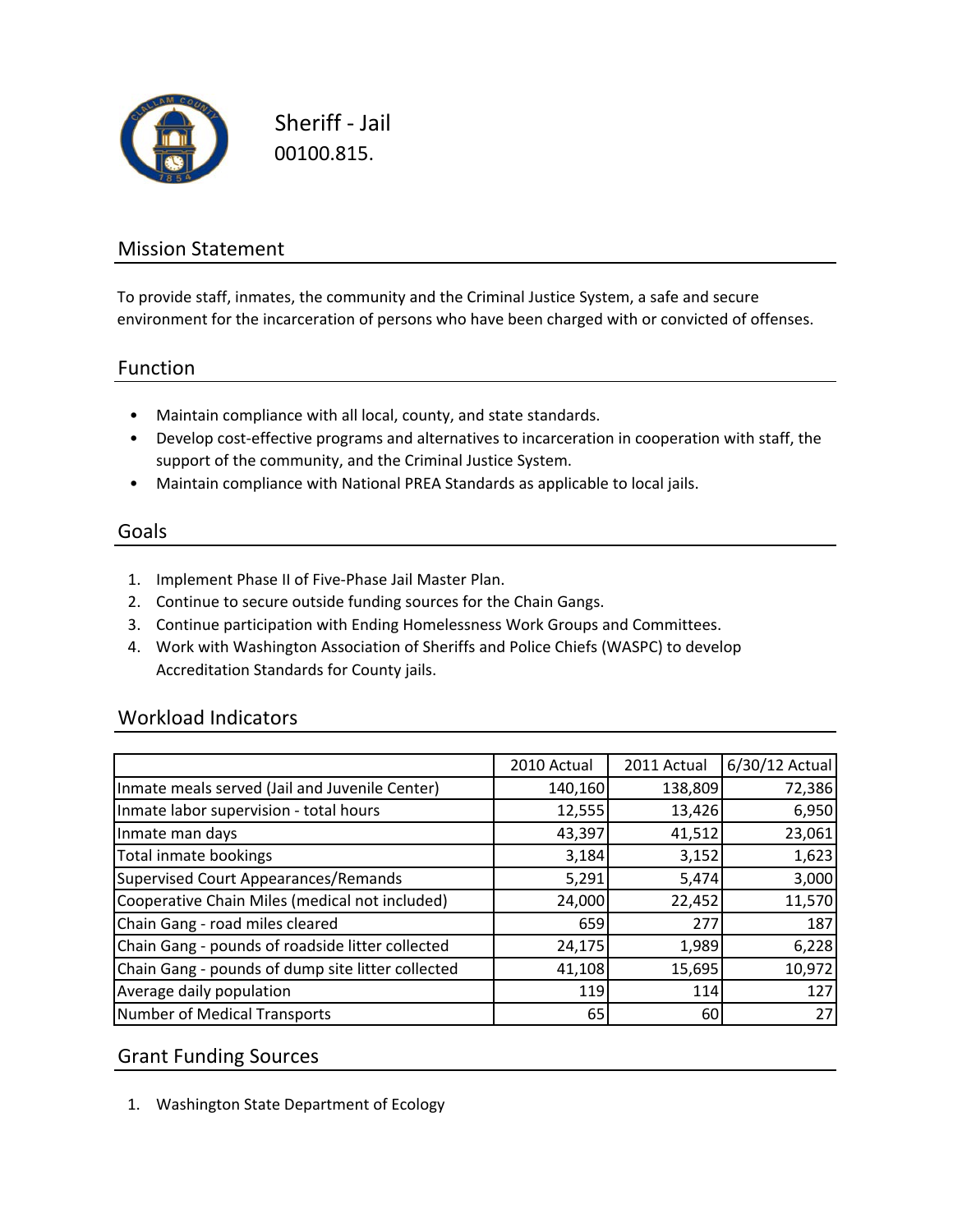# Sheriff - Jail

00100.815.

## Mission Statement

To provide staff, inmates, the community and the Criminal Justice System, a safe and secure environment for the incarceration of persons who have been charged with or convicted of offenses.

## Function

- Maintain compliance with all local, county, and state standards.
- Develop cost-effective programs and alternatives to incarceration in cooperation with staff, the support of the community, and the Criminal Justice System.
- Maintain compliance with National PREA Standards as applicable to local jails.

## Goals

1. Implement Phase II of Five-Phase Jail Master Plan.
2. Continue to secure outside funding sources for the Chain Gangs.
3. Continue participation with Ending Homelessness Work Groups and Committees.
4. Work with Washington Association of Sheriffs and Police Chiefs (WASPC) to develop Accreditation Standards for County jails.

## Workload Indicators

| | 2010 Actual | 2011 Actual | 6/30/12 Actual |
|---|---|---|---|
| Inmate meals served (Jail and Juvenile Center) | 140,160 | 138,809 | 72,386 |
| Inmate labor supervision - total hours | 12,555 | 13,426 | 6,950 |
| Inmate man days | 43,397 | 41,512 | 23,061 |
| Total inmate bookings | 3,184 | 3,152 | 1,623 |
| Supervised Court Appearances/Remands | 5,291 | 5,474 | 3,000 |
| Cooperative Chain Miles (medical not included) | 24,000 | 22,452 | 11,570 |
| Chain Gang - road miles cleared | 659 | 277 | 187 |
| Chain Gang - pounds of roadside litter collected | 24,175 | 1,989 | 6,228 |
| Chain Gang - pounds of dump site litter collected | 41,108 | 15,695 | 10,972 |
| Average daily population | 119 | 114 | 127 |
| Number of Medical Transports | 65 | 60 | 27 |

## Grant Funding Sources

1. Washington State Department of Ecology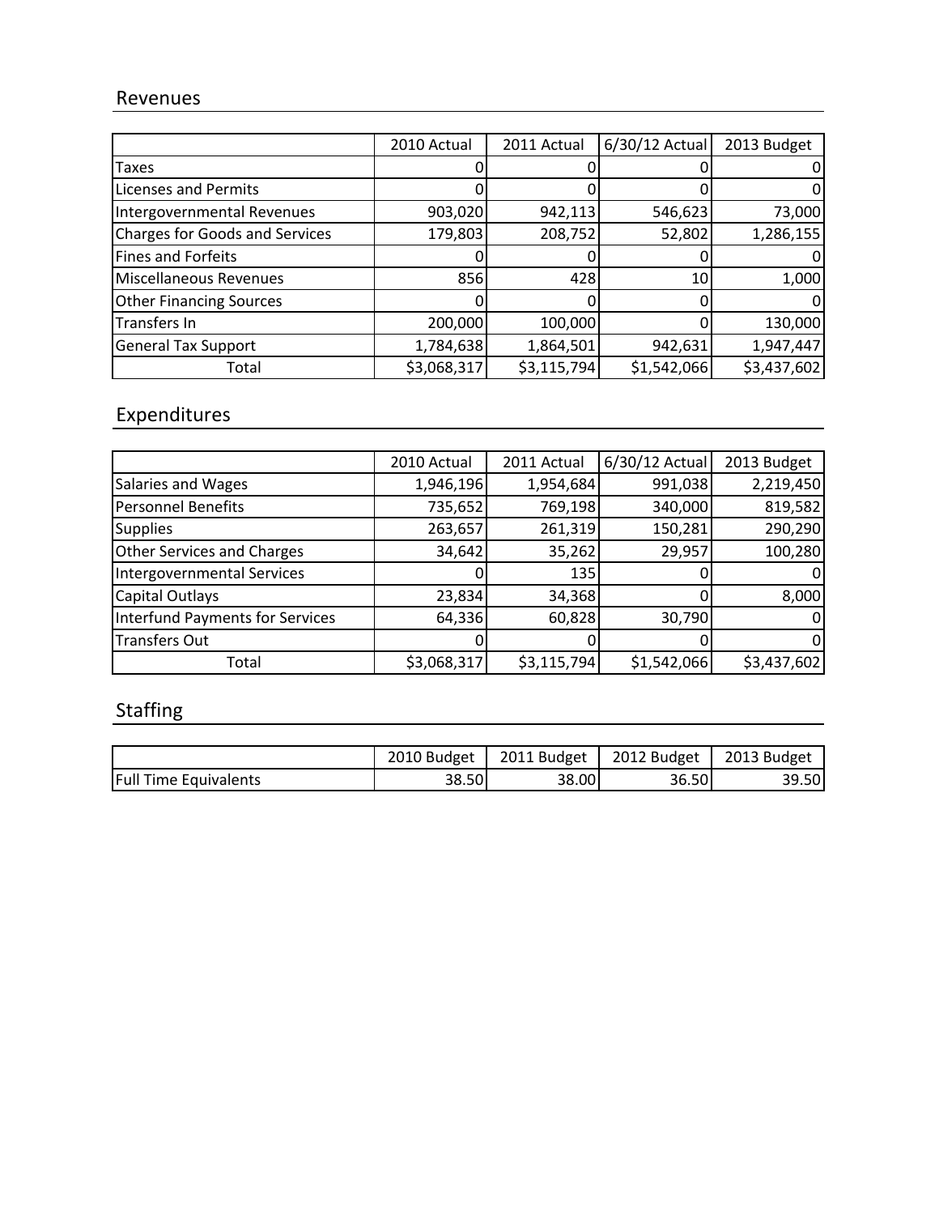## Revenues

| | 2010 Actual | 2011 Actual | 6/30/12 Actual | 2013 Budget |
|---|---|---|---|---|
| Taxes | 0 | 0 | 0 | 0 |
| Licenses and Permits | 0 | 0 | 0 | 0 |
| Intergovernmental Revenues | 903,020 | 942,113 | 546,623 | 73,000 |
| Charges for Goods and Services | 179,803 | 208,752 | 52,802 | 1,286,155 |
| Fines and Forfeits | 0 | 0 | 0 | 0 |
| Miscellaneous Revenues | 856 | 428 | 10 | 1,000 |
| Other Financing Sources | 0 | 0 | 0 | 0 |
| Transfers In | 200,000 | 100,000 | 0 | 130,000 |
| General Tax Support | 1,784,638 | 1,864,501 | 942,631 | 1,947,447 |
| Total | $3,068,317 | $3,115,794 | $1,542,066 | $3,437,602 |

## Expenditures

| | 2010 Actual | 2011 Actual | 6/30/12 Actual | 2013 Budget |
|---|---|---|---|---|
| Salaries and Wages | 1,946,196 | 1,954,684 | 991,038 | 2,219,450 |
| Personnel Benefits | 735,652 | 769,198 | 340,000 | 819,582 |
| Supplies | 263,657 | 261,319 | 150,281 | 290,290 |
| Other Services and Charges | 34,642 | 35,262 | 29,957 | 100,280 |
| Intergovernmental Services | 0 | 135 | 0 | 0 |
| Capital Outlays | 23,834 | 34,368 | 0 | 8,000 |
| Interfund Payments for Services | 64,336 | 60,828 | 30,790 | 0 |
| Transfers Out | 0 | 0 | 0 | 0 |
| Total | $3,068,317 | $3,115,794 | $1,542,066 | $3,437,602 |

## Staffing

| | 2010 Budget | 2011 Budget | 2012 Budget | 2013 Budget |
|---|---|---|---|---|
| Full Time Equivalents | 38.50 | 38.00 | 36.50 | 39.50 |